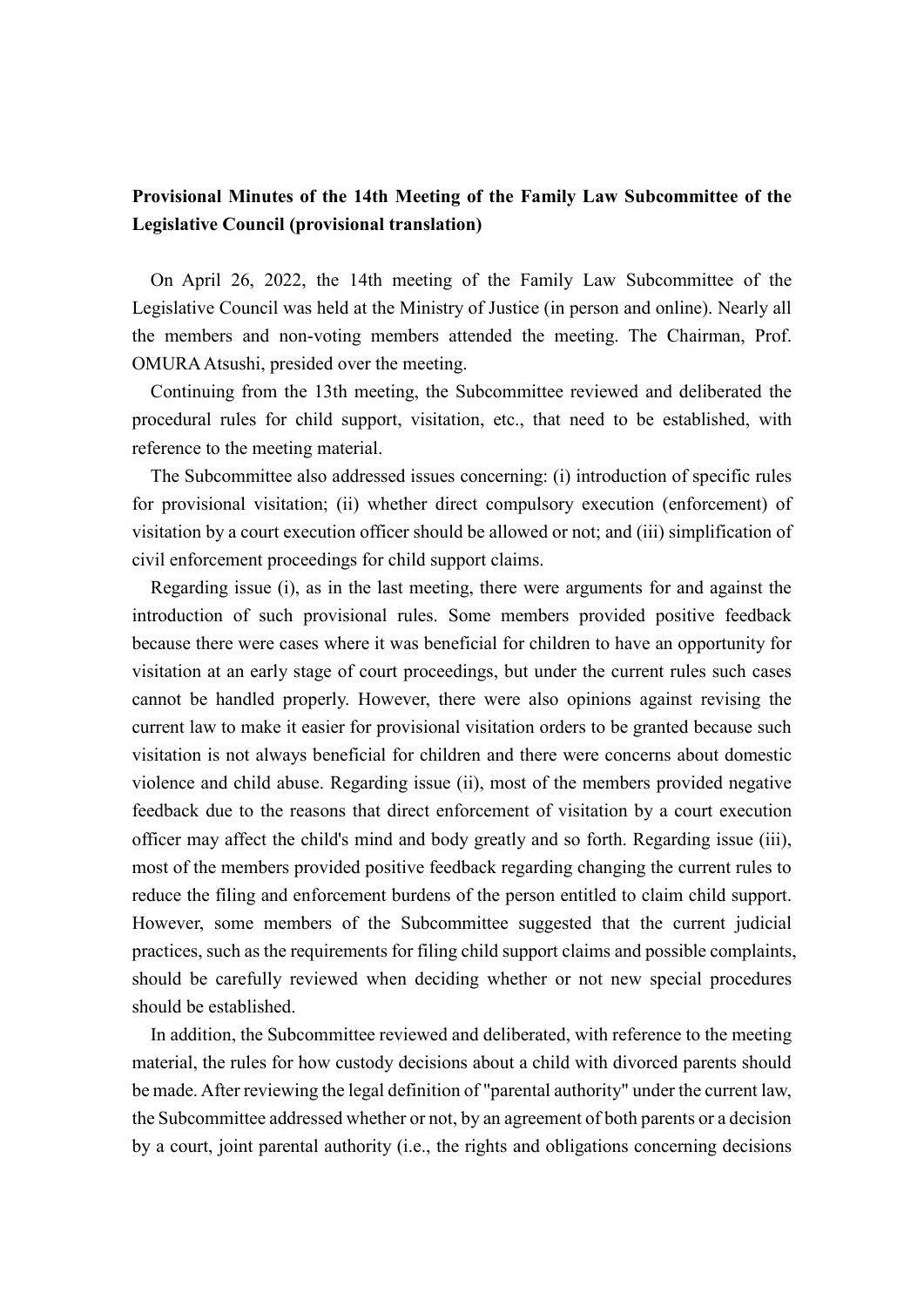**Provisional Minutes of the 14th Meeting of the Family Law Subcommittee of the Legislative Council (provisional translation)**

On April 26, 2022, the 14th meeting of the Family Law Subcommittee of the Legislative Council was held at the Ministry of Justice (in person and online). Nearly all the members and non-voting members attended the meeting. The Chairman, Prof. OMURA Atsushi, presided over the meeting.

Continuing from the 13th meeting, the Subcommittee reviewed and deliberated the procedural rules for child support, visitation, etc., that need to be established, with reference to the meeting material.

The Subcommittee also addressed issues concerning: (i) introduction of specific rules for provisional visitation; (ii) whether direct compulsory execution (enforcement) of visitation by a court execution officer should be allowed or not; and (iii) simplification of civil enforcement proceedings for child support claims.

Regarding issue (i), as in the last meeting, there were arguments for and against the introduction of such provisional rules. Some members provided positive feedback because there were cases where it was beneficial for children to have an opportunity for visitation at an early stage of court proceedings, but under the current rules such cases cannot be handled properly. However, there were also opinions against revising the current law to make it easier for provisional visitation orders to be granted because such visitation is not always beneficial for children and there were concerns about domestic violence and child abuse. Regarding issue (ii), most of the members provided negative feedback due to the reasons that direct enforcement of visitation by a court execution officer may affect the child's mind and body greatly and so forth. Regarding issue (iii), most of the members provided positive feedback regarding changing the current rules to reduce the filing and enforcement burdens of the person entitled to claim child support. However, some members of the Subcommittee suggested that the current judicial practices, such as the requirements for filing child support claims and possible complaints, should be carefully reviewed when deciding whether or not new special procedures should be established.

In addition, the Subcommittee reviewed and deliberated, with reference to the meeting material, the rules for how custody decisions about a child with divorced parents should be made. After reviewing the legal definition of "parental authority" under the current law, the Subcommittee addressed whether or not, by an agreement of both parents or a decision by a court, joint parental authority (i.e., the rights and obligations concerning decisions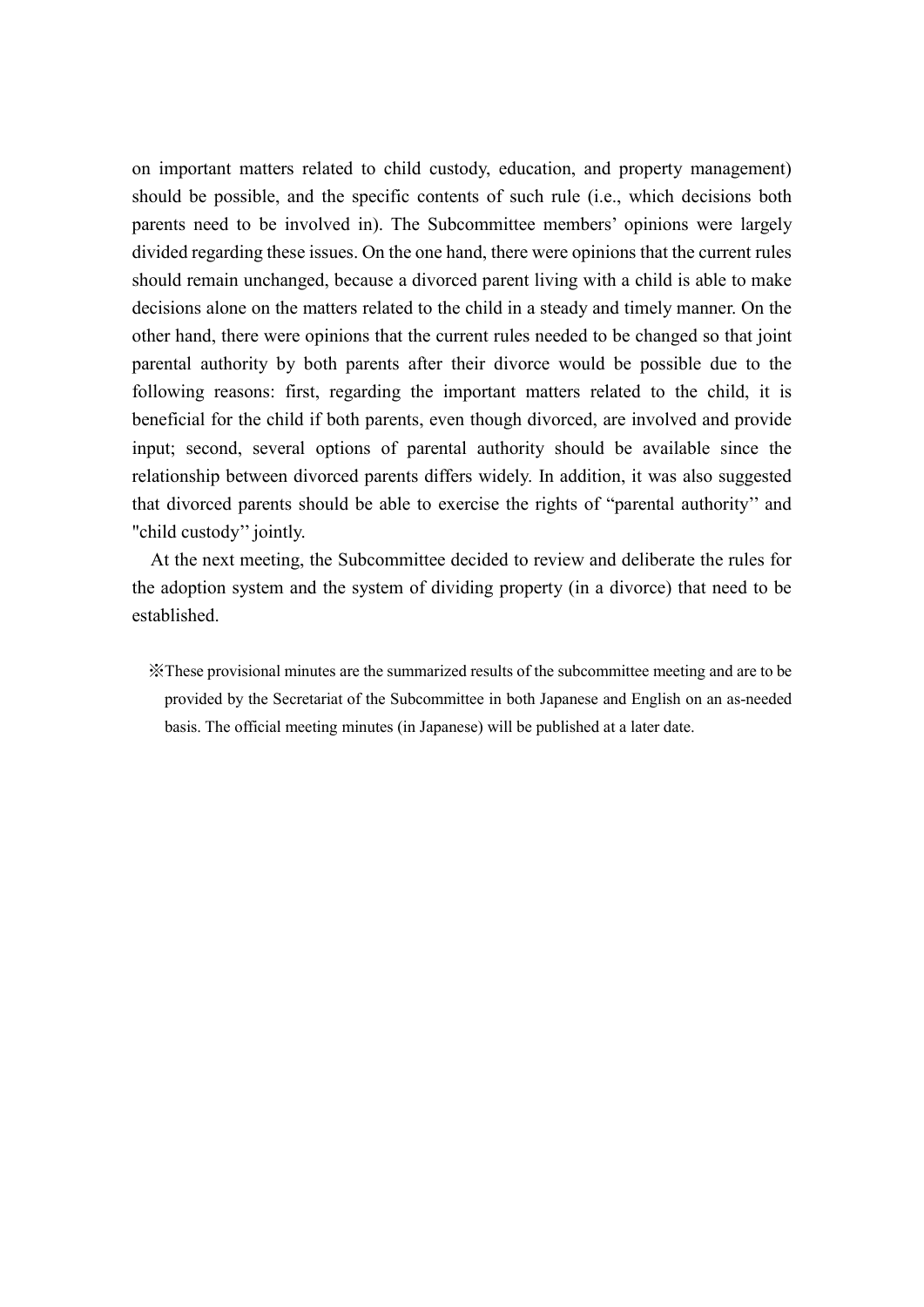on important matters related to child custody, education, and property management) should be possible, and the specific contents of such rule (i.e., which decisions both parents need to be involved in). The Subcommittee members' opinions were largely divided regarding these issues. On the one hand, there were opinions that the current rules should remain unchanged, because a divorced parent living with a child is able to make decisions alone on the matters related to the child in a steady and timely manner. On the other hand, there were opinions that the current rules needed to be changed so that joint parental authority by both parents after their divorce would be possible due to the following reasons: first, regarding the important matters related to the child, it is beneficial for the child if both parents, even though divorced, are involved and provide input; second, several options of parental authority should be available since the relationship between divorced parents differs widely. In addition, it was also suggested that divorced parents should be able to exercise the rights of "parental authority'' and "child custody'' jointly.

At the next meeting, the Subcommittee decided to review and deliberate the rules for the adoption system and the system of dividing property (in a divorce) that need to be established.

※These provisional minutes are the summarized results of the subcommittee meeting and are to be provided by the Secretariat of the Subcommittee in both Japanese and English on an as-needed basis. The official meeting minutes (in Japanese) will be published at a later date.